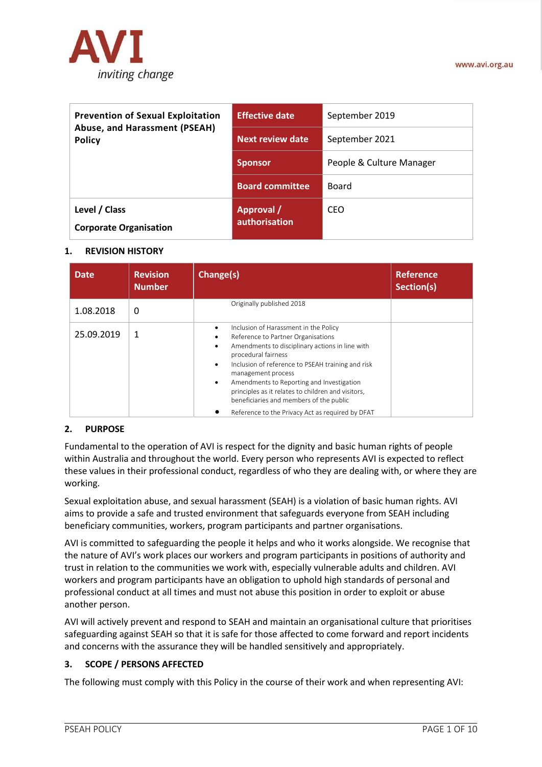AVI

*inviting change*

www.avi.org.au

| Prevention of Sexual Exploitation Abuse, and Harassment (PSEAH) Policy | Effective date | September 2019 |
| --- | --- | --- |
| | Next review date | September 2021 |
| | Sponsor | People & Culture Manager |
| | Board committee | Board |
| Level / Class<br>Corporate Organisation | Approval / authorisation | CEO |

## 1. REVISION HISTORY

| Date | Revision Number | Change(s) | Reference Section(s) |
| --- | --- | --- | --- |
| 1.08.2018 | 0 | Originally published 2018 | |
| 25.09.2019 | 1 | • Inclusion of Harassment in the Policy<br>• Reference to Partner Organisations<br>• Amendments to disciplinary actions in line with procedural fairness<br>• Inclusion of reference to PSEAH training and risk management process<br>• Amendments to Reporting and Investigation principles as it relates to children and visitors, beneficiaries and members of the public<br>• Reference to the Privacy Act as required by DFAT | |

## 2. PURPOSE

Fundamental to the operation of AVI is respect for the dignity and basic human rights of people within Australia and throughout the world. Every person who represents AVI is expected to reflect these values in their professional conduct, regardless of who they are dealing with, or where they are working.

Sexual exploitation abuse, and sexual harassment (SEAH) is a violation of basic human rights. AVI aims to provide a safe and trusted environment that safeguards everyone from SEAH including beneficiary communities, workers, program participants and partner organisations.

AVI is committed to safeguarding the people it helps and who it works alongside. We recognise that the nature of AVI's work places our workers and program participants in positions of authority and trust in relation to the communities we work with, especially vulnerable adults and children. AVI workers and program participants have an obligation to uphold high standards of personal and professional conduct at all times and must not abuse this position in order to exploit or abuse another person.

AVI will actively prevent and respond to SEAH and maintain an organisational culture that prioritises safeguarding against SEAH so that it is safe for those affected to come forward and report incidents and concerns with the assurance they will be handled sensitively and appropriately.

## 3. SCOPE / PERSONS AFFECTED

The following must comply with this Policy in the course of their work and when representing AVI: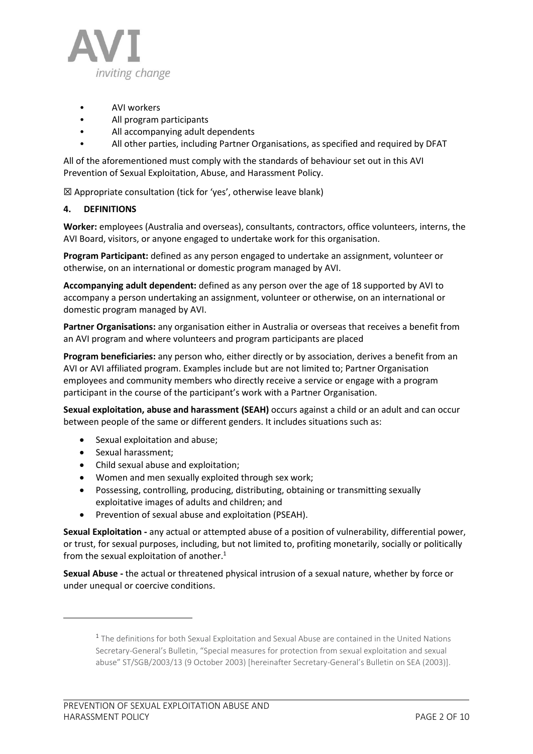- AVI workers
- All program participants
- All accompanying adult dependents
- All other parties, including Partner Organisations, as specified and required by DFAT

All of the aforementioned must comply with the standards of behaviour set out in this AVI Prevention of Sexual Exploitation, Abuse, and Harassment Policy.

☒ Appropriate consultation (tick for 'yes', otherwise leave blank)

## 4. DEFINITIONS

**Worker:** employees (Australia and overseas), consultants, contractors, office volunteers, interns, the AVI Board, visitors, or anyone engaged to undertake work for this organisation.

**Program Participant:** defined as any person engaged to undertake an assignment, volunteer or otherwise, on an international or domestic program managed by AVI.

**Accompanying adult dependent:** defined as any person over the age of 18 supported by AVI to accompany a person undertaking an assignment, volunteer or otherwise, on an international or domestic program managed by AVI.

**Partner Organisations:** any organisation either in Australia or overseas that receives a benefit from an AVI program and where volunteers and program participants are placed

**Program beneficiaries:** any person who, either directly or by association, derives a benefit from an AVI or AVI affiliated program. Examples include but are not limited to; Partner Organisation employees and community members who directly receive a service or engage with a program participant in the course of the participant's work with a Partner Organisation.

**Sexual exploitation, abuse and harassment (SEAH)** occurs against a child or an adult and can occur between people of the same or different genders. It includes situations such as:

- Sexual exploitation and abuse;
- Sexual harassment;
- Child sexual abuse and exploitation;
- Women and men sexually exploited through sex work;
- Possessing, controlling, producing, distributing, obtaining or transmitting sexually exploitative images of adults and children; and
- Prevention of sexual abuse and exploitation (PSEAH).

**Sexual Exploitation -** any actual or attempted abuse of a position of vulnerability, differential power, or trust, for sexual purposes, including, but not limited to, profiting monetarily, socially or politically from the sexual exploitation of another.[1]

**Sexual Abuse -** the actual or threatened physical intrusion of a sexual nature, whether by force or under unequal or coercive conditions.

[1] The definitions for both Sexual Exploitation and Sexual Abuse are contained in the United Nations Secretary-General's Bulletin, "Special measures for protection from sexual exploitation and sexual abuse" ST/SGB/2003/13 (9 October 2003) [hereinafter Secretary-General's Bulletin on SEA (2003)].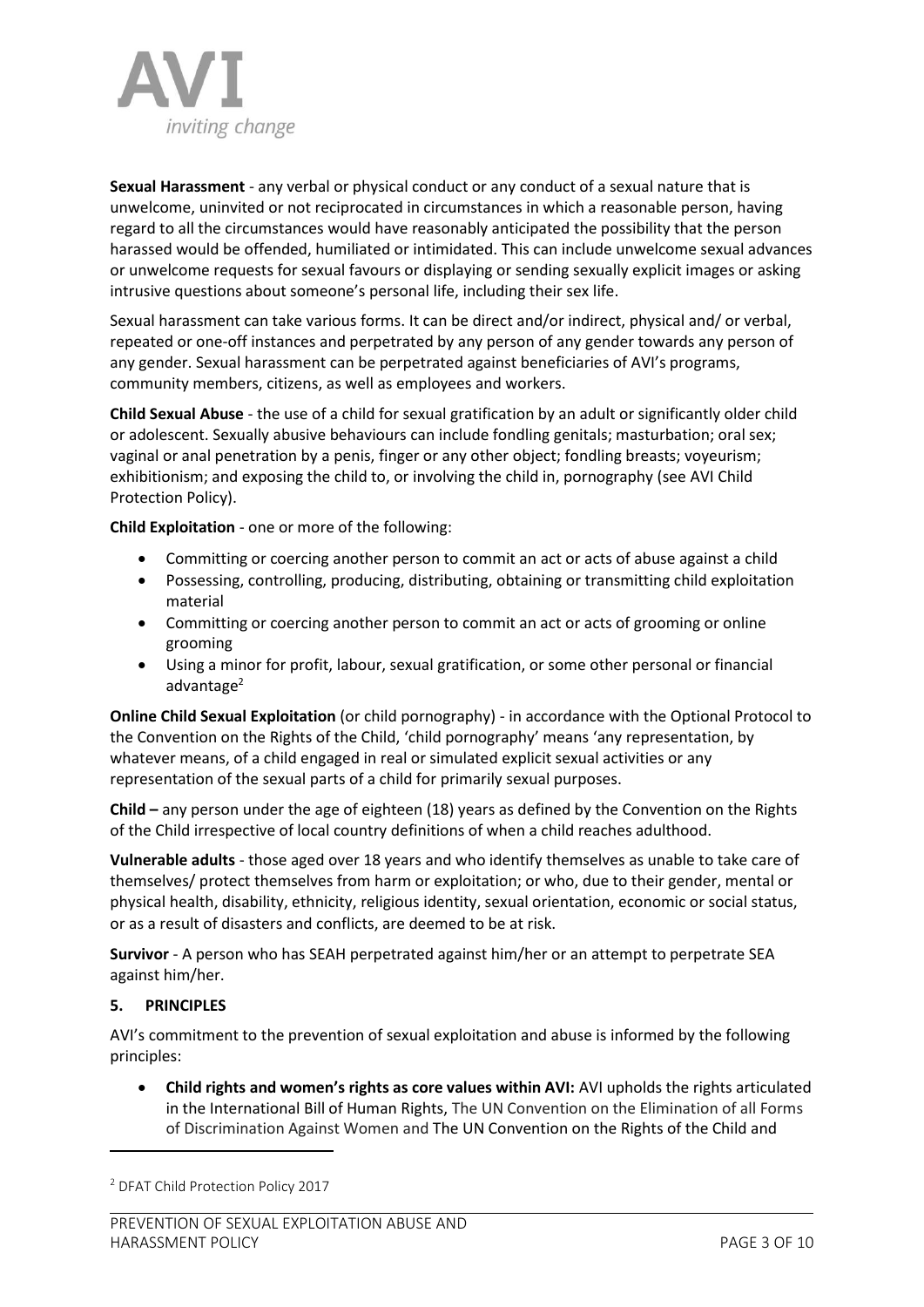**Sexual Harassment** - any verbal or physical conduct or any conduct of a sexual nature that is unwelcome, uninvited or not reciprocated in circumstances in which a reasonable person, having regard to all the circumstances would have reasonably anticipated the possibility that the person harassed would be offended, humiliated or intimidated. This can include unwelcome sexual advances or unwelcome requests for sexual favours or displaying or sending sexually explicit images or asking intrusive questions about someone's personal life, including their sex life.

Sexual harassment can take various forms. It can be direct and/or indirect, physical and/ or verbal, repeated or one-off instances and perpetrated by any person of any gender towards any person of any gender. Sexual harassment can be perpetrated against beneficiaries of AVI's programs, community members, citizens, as well as employees and workers.

**Child Sexual Abuse** - the use of a child for sexual gratification by an adult or significantly older child or adolescent. Sexually abusive behaviours can include fondling genitals; masturbation; oral sex; vaginal or anal penetration by a penis, finger or any other object; fondling breasts; voyeurism; exhibitionism; and exposing the child to, or involving the child in, pornography (see AVI Child Protection Policy).

**Child Exploitation** - one or more of the following:

- Committing or coercing another person to commit an act or acts of abuse against a child
- Possessing, controlling, producing, distributing, obtaining or transmitting child exploitation material
- Committing or coercing another person to commit an act or acts of grooming or online grooming
- Using a minor for profit, labour, sexual gratification, or some other personal or financial advantage[2]

**Online Child Sexual Exploitation** (or child pornography) - in accordance with the Optional Protocol to the Convention on the Rights of the Child, 'child pornography' means 'any representation, by whatever means, of a child engaged in real or simulated explicit sexual activities or any representation of the sexual parts of a child for primarily sexual purposes.

**Child –** any person under the age of eighteen (18) years as defined by the Convention on the Rights of the Child irrespective of local country definitions of when a child reaches adulthood.

**Vulnerable adults** - those aged over 18 years and who identify themselves as unable to take care of themselves/ protect themselves from harm or exploitation; or who, due to their gender, mental or physical health, disability, ethnicity, religious identity, sexual orientation, economic or social status, or as a result of disasters and conflicts, are deemed to be at risk.

**Survivor** - A person who has SEAH perpetrated against him/her or an attempt to perpetrate SEA against him/her.

## 5. PRINCIPLES

AVI's commitment to the prevention of sexual exploitation and abuse is informed by the following principles:

- **Child rights and women's rights as core values within AVI:** AVI upholds the rights articulated in the International Bill of Human Rights, The UN Convention on the Elimination of all Forms of Discrimination Against Women and The UN Convention on the Rights of the Child and

[2] DFAT Child Protection Policy 2017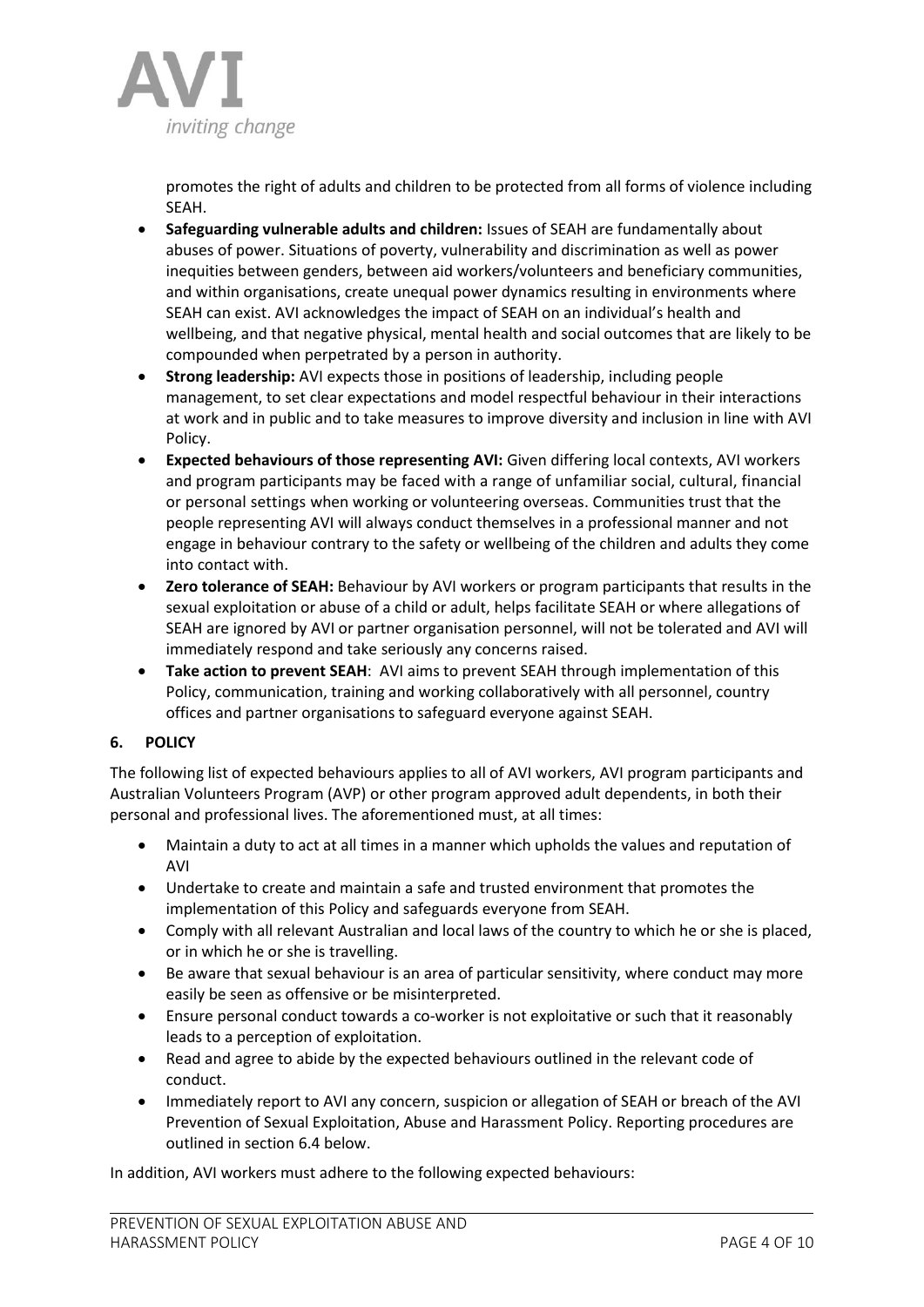promotes the right of adults and children to be protected from all forms of violence including SEAH.

- **Safeguarding vulnerable adults and children:** Issues of SEAH are fundamentally about abuses of power. Situations of poverty, vulnerability and discrimination as well as power inequities between genders, between aid workers/volunteers and beneficiary communities, and within organisations, create unequal power dynamics resulting in environments where SEAH can exist. AVI acknowledges the impact of SEAH on an individual's health and wellbeing, and that negative physical, mental health and social outcomes that are likely to be compounded when perpetrated by a person in authority.
- **Strong leadership:** AVI expects those in positions of leadership, including people management, to set clear expectations and model respectful behaviour in their interactions at work and in public and to take measures to improve diversity and inclusion in line with AVI Policy.
- **Expected behaviours of those representing AVI:** Given differing local contexts, AVI workers and program participants may be faced with a range of unfamiliar social, cultural, financial or personal settings when working or volunteering overseas. Communities trust that the people representing AVI will always conduct themselves in a professional manner and not engage in behaviour contrary to the safety or wellbeing of the children and adults they come into contact with.
- **Zero tolerance of SEAH:** Behaviour by AVI workers or program participants that results in the sexual exploitation or abuse of a child or adult, helps facilitate SEAH or where allegations of SEAH are ignored by AVI or partner organisation personnel, will not be tolerated and AVI will immediately respond and take seriously any concerns raised.
- **Take action to prevent SEAH**: AVI aims to prevent SEAH through implementation of this Policy, communication, training and working collaboratively with all personnel, country offices and partner organisations to safeguard everyone against SEAH.

## 6. POLICY

The following list of expected behaviours applies to all of AVI workers, AVI program participants and Australian Volunteers Program (AVP) or other program approved adult dependents, in both their personal and professional lives. The aforementioned must, at all times:

- Maintain a duty to act at all times in a manner which upholds the values and reputation of AVI
- Undertake to create and maintain a safe and trusted environment that promotes the implementation of this Policy and safeguards everyone from SEAH.
- Comply with all relevant Australian and local laws of the country to which he or she is placed, or in which he or she is travelling.
- Be aware that sexual behaviour is an area of particular sensitivity, where conduct may more easily be seen as offensive or be misinterpreted.
- Ensure personal conduct towards a co-worker is not exploitative or such that it reasonably leads to a perception of exploitation.
- Read and agree to abide by the expected behaviours outlined in the relevant code of conduct.
- Immediately report to AVI any concern, suspicion or allegation of SEAH or breach of the AVI Prevention of Sexual Exploitation, Abuse and Harassment Policy. Reporting procedures are outlined in section 6.4 below.

In addition, AVI workers must adhere to the following expected behaviours: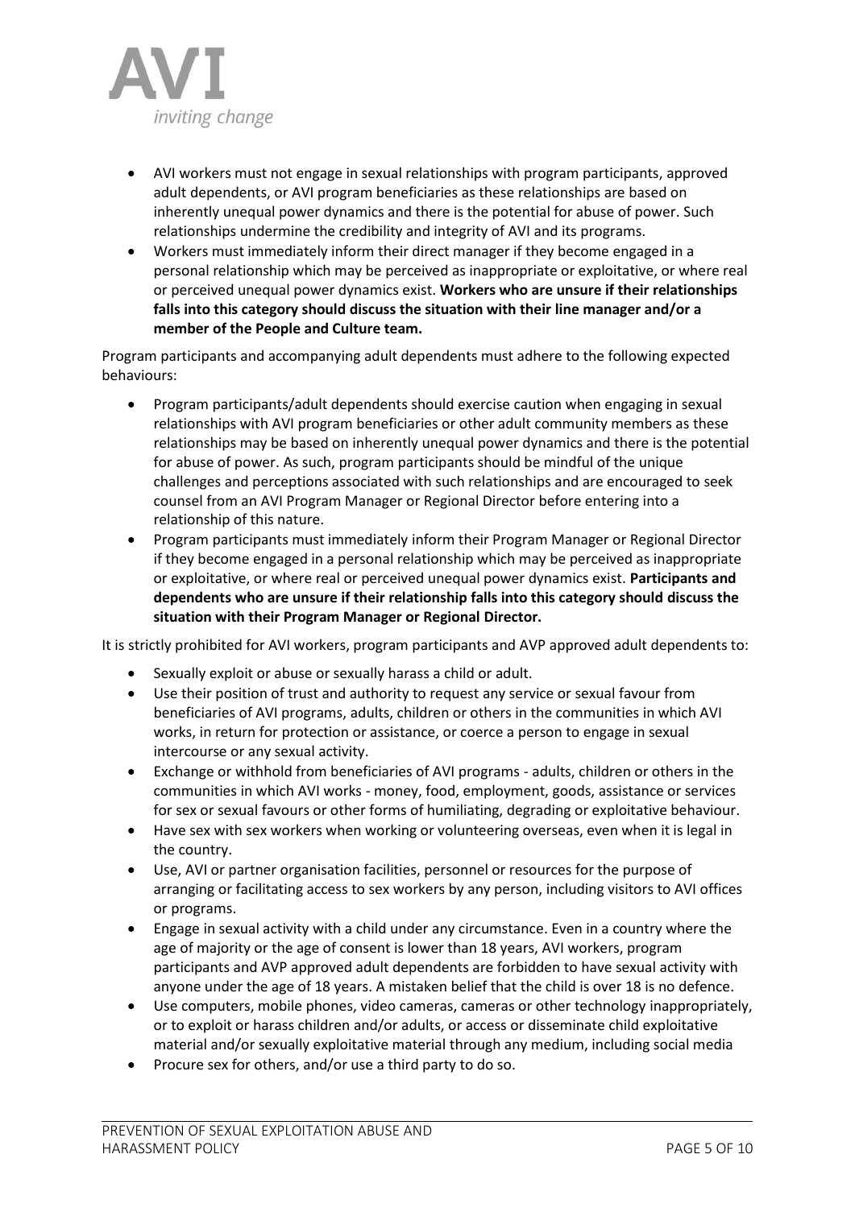- AVI workers must not engage in sexual relationships with program participants, approved adult dependents, or AVI program beneficiaries as these relationships are based on inherently unequal power dynamics and there is the potential for abuse of power. Such relationships undermine the credibility and integrity of AVI and its programs.
- Workers must immediately inform their direct manager if they become engaged in a personal relationship which may be perceived as inappropriate or exploitative, or where real or perceived unequal power dynamics exist. **Workers who are unsure if their relationships falls into this category should discuss the situation with their line manager and/or a member of the People and Culture team.**

Program participants and accompanying adult dependents must adhere to the following expected behaviours:

- Program participants/adult dependents should exercise caution when engaging in sexual relationships with AVI program beneficiaries or other adult community members as these relationships may be based on inherently unequal power dynamics and there is the potential for abuse of power. As such, program participants should be mindful of the unique challenges and perceptions associated with such relationships and are encouraged to seek counsel from an AVI Program Manager or Regional Director before entering into a relationship of this nature.
- Program participants must immediately inform their Program Manager or Regional Director if they become engaged in a personal relationship which may be perceived as inappropriate or exploitative, or where real or perceived unequal power dynamics exist. **Participants and dependents who are unsure if their relationship falls into this category should discuss the situation with their Program Manager or Regional Director.**

It is strictly prohibited for AVI workers, program participants and AVP approved adult dependents to:

- Sexually exploit or abuse or sexually harass a child or adult.
- Use their position of trust and authority to request any service or sexual favour from beneficiaries of AVI programs, adults, children or others in the communities in which AVI works, in return for protection or assistance, or coerce a person to engage in sexual intercourse or any sexual activity.
- Exchange or withhold from beneficiaries of AVI programs - adults, children or others in the communities in which AVI works - money, food, employment, goods, assistance or services for sex or sexual favours or other forms of humiliating, degrading or exploitative behaviour.
- Have sex with sex workers when working or volunteering overseas, even when it is legal in the country.
- Use, AVI or partner organisation facilities, personnel or resources for the purpose of arranging or facilitating access to sex workers by any person, including visitors to AVI offices or programs.
- Engage in sexual activity with a child under any circumstance. Even in a country where the age of majority or the age of consent is lower than 18 years, AVI workers, program participants and AVP approved adult dependents are forbidden to have sexual activity with anyone under the age of 18 years. A mistaken belief that the child is over 18 is no defence.
- Use computers, mobile phones, video cameras, cameras or other technology inappropriately, or to exploit or harass children and/or adults, or access or disseminate child exploitative material and/or sexually exploitative material through any medium, including social media
- Procure sex for others, and/or use a third party to do so.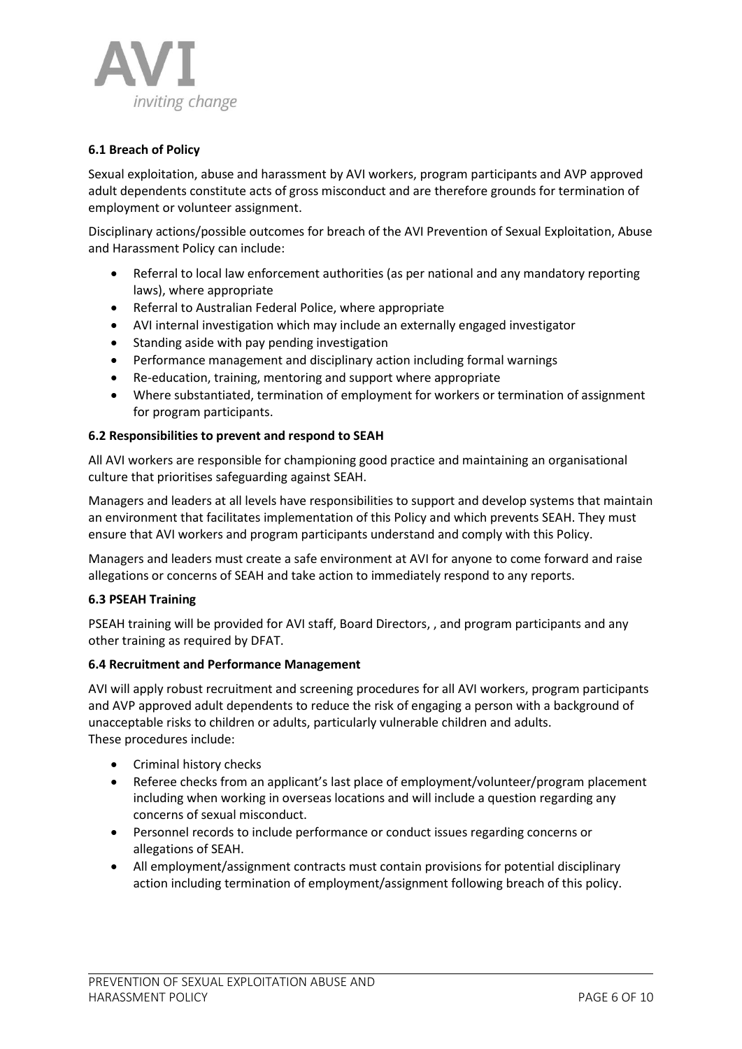### 6.1 Breach of Policy

Sexual exploitation, abuse and harassment by AVI workers, program participants and AVP approved adult dependents constitute acts of gross misconduct and are therefore grounds for termination of employment or volunteer assignment.

Disciplinary actions/possible outcomes for breach of the AVI Prevention of Sexual Exploitation, Abuse and Harassment Policy can include:

- Referral to local law enforcement authorities (as per national and any mandatory reporting laws), where appropriate
- Referral to Australian Federal Police, where appropriate
- AVI internal investigation which may include an externally engaged investigator
- Standing aside with pay pending investigation
- Performance management and disciplinary action including formal warnings
- Re-education, training, mentoring and support where appropriate
- Where substantiated, termination of employment for workers or termination of assignment for program participants.

### 6.2 Responsibilities to prevent and respond to SEAH

All AVI workers are responsible for championing good practice and maintaining an organisational culture that prioritises safeguarding against SEAH.

Managers and leaders at all levels have responsibilities to support and develop systems that maintain an environment that facilitates implementation of this Policy and which prevents SEAH. They must ensure that AVI workers and program participants understand and comply with this Policy.

Managers and leaders must create a safe environment at AVI for anyone to come forward and raise allegations or concerns of SEAH and take action to immediately respond to any reports.

### 6.3 PSEAH Training

PSEAH training will be provided for AVI staff, Board Directors, , and program participants and any other training as required by DFAT.

### 6.4 Recruitment and Performance Management

AVI will apply robust recruitment and screening procedures for all AVI workers, program participants and AVP approved adult dependents to reduce the risk of engaging a person with a background of unacceptable risks to children or adults, particularly vulnerable children and adults.
These procedures include:

- Criminal history checks
- Referee checks from an applicant's last place of employment/volunteer/program placement including when working in overseas locations and will include a question regarding any concerns of sexual misconduct.
- Personnel records to include performance or conduct issues regarding concerns or allegations of SEAH.
- All employment/assignment contracts must contain provisions for potential disciplinary action including termination of employment/assignment following breach of this policy.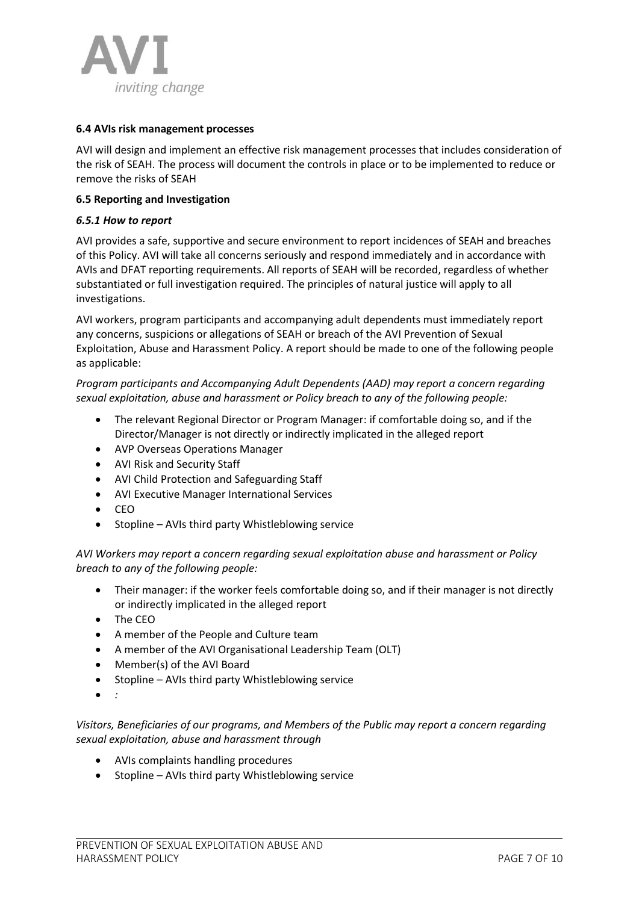**6.4 AVIs risk management processes**

AVI will design and implement an effective risk management processes that includes consideration of the risk of SEAH. The process will document the controls in place or to be implemented to reduce or remove the risks of SEAH

**6.5 Reporting and Investigation**

***6.5.1 How to report***

AVI provides a safe, supportive and secure environment to report incidences of SEAH and breaches of this Policy. AVI will take all concerns seriously and respond immediately and in accordance with AVIs and DFAT reporting requirements. All reports of SEAH will be recorded, regardless of whether substantiated or full investigation required. The principles of natural justice will apply to all investigations.

AVI workers, program participants and accompanying adult dependents must immediately report any concerns, suspicions or allegations of SEAH or breach of the AVI Prevention of Sexual Exploitation, Abuse and Harassment Policy. A report should be made to one of the following people as applicable:

*Program participants and Accompanying Adult Dependents (AAD) may report a concern regarding sexual exploitation, abuse and harassment or Policy breach to any of the following people:*

- The relevant Regional Director or Program Manager: if comfortable doing so, and if the Director/Manager is not directly or indirectly implicated in the alleged report
- AVP Overseas Operations Manager
- AVI Risk and Security Staff
- AVI Child Protection and Safeguarding Staff
- AVI Executive Manager International Services
- CEO
- Stopline – AVIs third party Whistleblowing service

*AVI Workers may report a concern regarding sexual exploitation abuse and harassment or Policy breach to any of the following people:*

- Their manager: if the worker feels comfortable doing so, and if their manager is not directly or indirectly implicated in the alleged report
- The CEO
- A member of the People and Culture team
- A member of the AVI Organisational Leadership Team (OLT)
- Member(s) of the AVI Board
- Stopline – AVIs third party Whistleblowing service
- *:*

*Visitors, Beneficiaries of our programs, and Members of the Public may report a concern regarding sexual exploitation, abuse and harassment through*

- AVIs complaints handling procedures
- Stopline – AVIs third party Whistleblowing service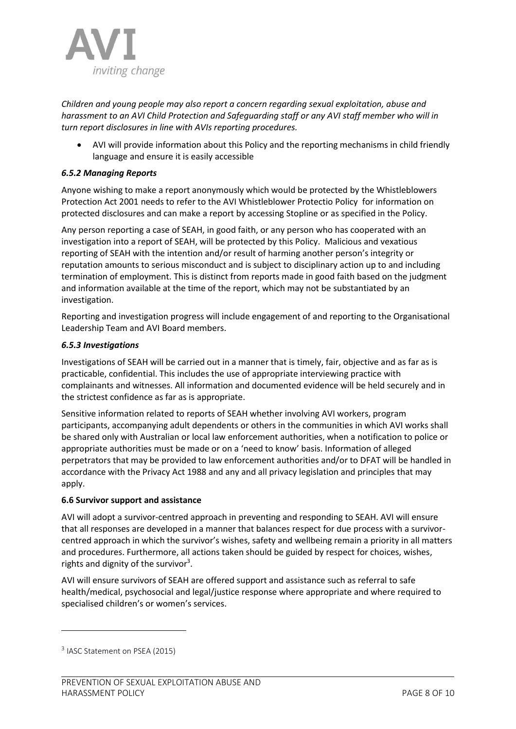*Children and young people may also report a concern regarding sexual exploitation, abuse and harassment to an AVI Child Protection and Safeguarding staff or any AVI staff member who will in turn report disclosures in line with AVIs reporting procedures.*

- AVI will provide information about this Policy and the reporting mechanisms in child friendly language and ensure it is easily accessible

#### *6.5.2 Managing Reports*

Anyone wishing to make a report anonymously which would be protected by the Whistleblowers Protection Act 2001 needs to refer to the AVI Whistleblower Protectio Policy for information on protected disclosures and can make a report by accessing Stopline or as specified in the Policy.

Any person reporting a case of SEAH, in good faith, or any person who has cooperated with an investigation into a report of SEAH, will be protected by this Policy. Malicious and vexatious reporting of SEAH with the intention and/or result of harming another person's integrity or reputation amounts to serious misconduct and is subject to disciplinary action up to and including termination of employment. This is distinct from reports made in good faith based on the judgment and information available at the time of the report, which may not be substantiated by an investigation.

Reporting and investigation progress will include engagement of and reporting to the Organisational Leadership Team and AVI Board members.

#### *6.5.3 Investigations*

Investigations of SEAH will be carried out in a manner that is timely, fair, objective and as far as is practicable, confidential. This includes the use of appropriate interviewing practice with complainants and witnesses. All information and documented evidence will be held securely and in the strictest confidence as far as is appropriate.

Sensitive information related to reports of SEAH whether involving AVI workers, program participants, accompanying adult dependents or others in the communities in which AVI works shall be shared only with Australian or local law enforcement authorities, when a notification to police or appropriate authorities must be made or on a 'need to know' basis. Information of alleged perpetrators that may be provided to law enforcement authorities and/or to DFAT will be handled in accordance with the Privacy Act 1988 and any and all privacy legislation and principles that may apply.

### 6.6 Survivor support and assistance

AVI will adopt a survivor-centred approach in preventing and responding to SEAH. AVI will ensure that all responses are developed in a manner that balances respect for due process with a survivor-centred approach in which the survivor's wishes, safety and wellbeing remain a priority in all matters and procedures. Furthermore, all actions taken should be guided by respect for choices, wishes, rights and dignity of the survivor[3].

AVI will ensure survivors of SEAH are offered support and assistance such as referral to safe health/medical, psychosocial and legal/justice response where appropriate and where required to specialised children's or women's services.

---

[3] IASC Statement on PSEA (2015)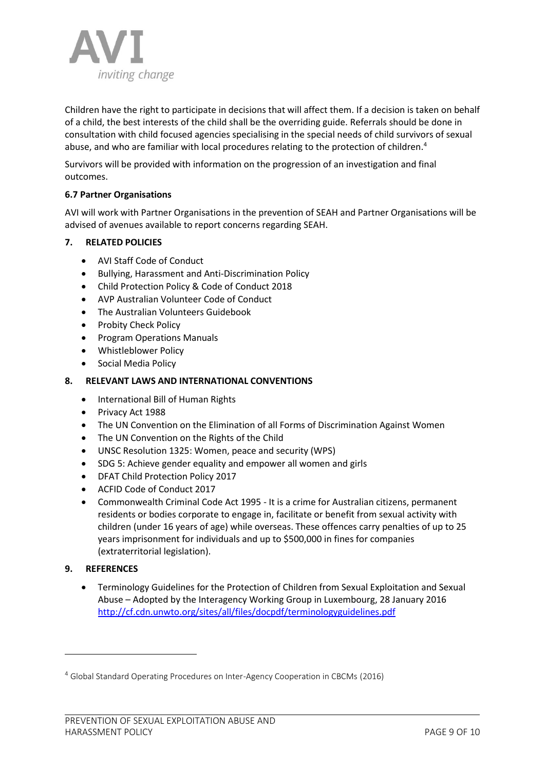Children have the right to participate in decisions that will affect them. If a decision is taken on behalf of a child, the best interests of the child shall be the overriding guide. Referrals should be done in consultation with child focused agencies specialising in the special needs of child survivors of sexual abuse, and who are familiar with local procedures relating to the protection of children.[4]

Survivors will be provided with information on the progression of an investigation and final outcomes.

### 6.7 Partner Organisations

AVI will work with Partner Organisations in the prevention of SEAH and Partner Organisations will be advised of avenues available to report concerns regarding SEAH.

## 7. RELATED POLICIES

- AVI Staff Code of Conduct
- Bullying, Harassment and Anti-Discrimination Policy
- Child Protection Policy & Code of Conduct 2018
- AVP Australian Volunteer Code of Conduct
- The Australian Volunteers Guidebook
- Probity Check Policy
- Program Operations Manuals
- Whistleblower Policy
- Social Media Policy

## 8. RELEVANT LAWS AND INTERNATIONAL CONVENTIONS

- International Bill of Human Rights
- Privacy Act 1988
- The UN Convention on the Elimination of all Forms of Discrimination Against Women
- The UN Convention on the Rights of the Child
- UNSC Resolution 1325: Women, peace and security (WPS)
- SDG 5: Achieve gender equality and empower all women and girls
- DFAT Child Protection Policy 2017
- ACFID Code of Conduct 2017
- Commonwealth Criminal Code Act 1995 - It is a crime for Australian citizens, permanent residents or bodies corporate to engage in, facilitate or benefit from sexual activity with children (under 16 years of age) while overseas. These offences carry penalties of up to 25 years imprisonment for individuals and up to $500,000 in fines for companies (extraterritorial legislation).

## 9. REFERENCES

- Terminology Guidelines for the Protection of Children from Sexual Exploitation and Sexual Abuse – Adopted by the Interagency Working Group in Luxembourg, 28 January 2016 http://cf.cdn.unwto.org/sites/all/files/docpdf/terminologyguidelines.pdf

---

[4] Global Standard Operating Procedures on Inter-Agency Cooperation in CBCMs (2016)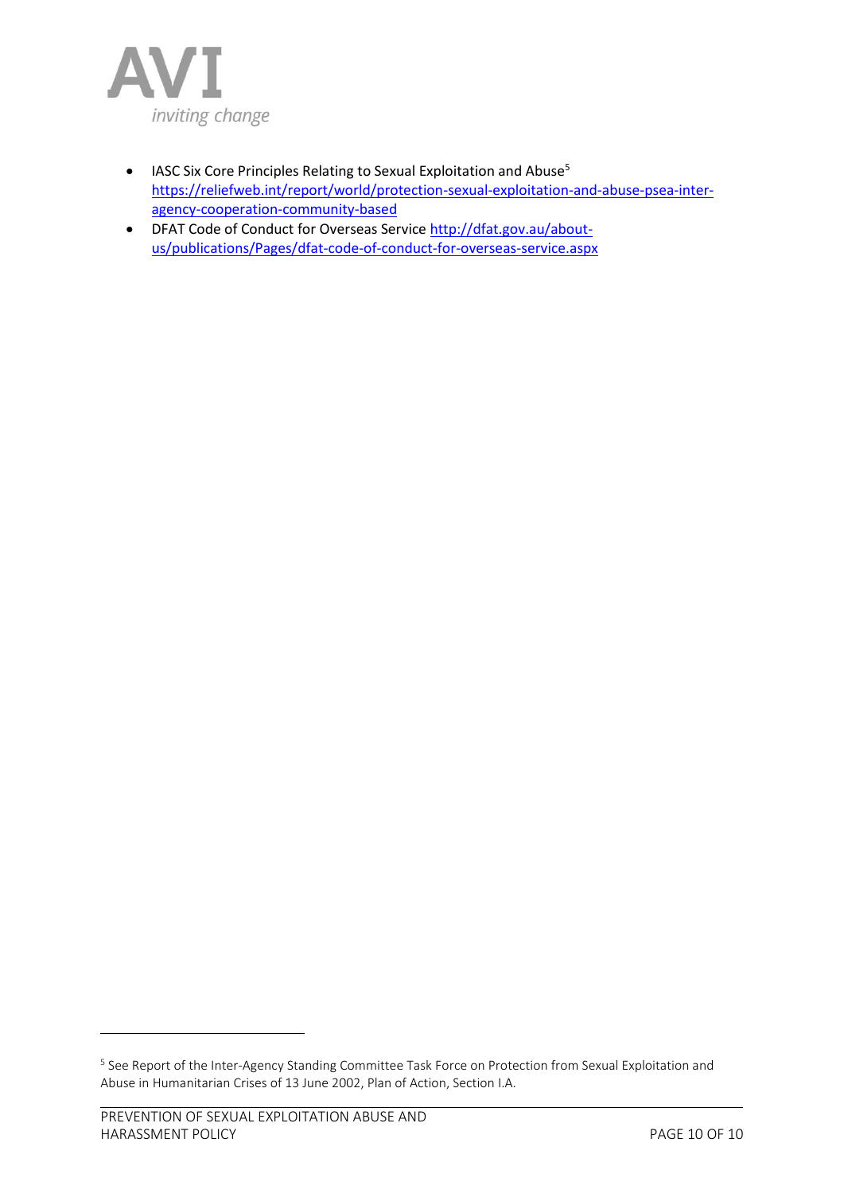- IASC Six Core Principles Relating to Sexual Exploitation and Abuse[5] https://reliefweb.int/report/world/protection-sexual-exploitation-and-abuse-psea-inter-agency-cooperation-community-based
- DFAT Code of Conduct for Overseas Service http://dfat.gov.au/about-us/publications/Pages/dfat-code-of-conduct-for-overseas-service.aspx

[5] See Report of the Inter-Agency Standing Committee Task Force on Protection from Sexual Exploitation and Abuse in Humanitarian Crises of 13 June 2002, Plan of Action, Section I.A.